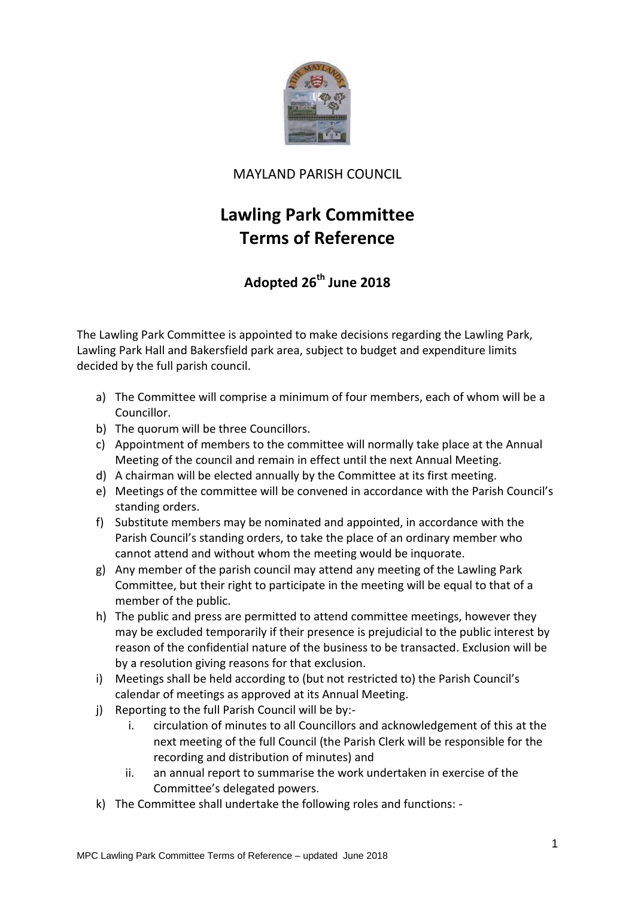MAYLAND PARISH COUNCIL

# Lawling Park Committee Terms of Reference

## Adopted 26th June 2018

The Lawling Park Committee is appointed to make decisions regarding the Lawling Park, Lawling Park Hall and Bakersfield park area, subject to budget and expenditure limits decided by the full parish council.

a) The Committee will comprise a minimum of four members, each of whom will be a Councillor.
b) The quorum will be three Councillors.
c) Appointment of members to the committee will normally take place at the Annual Meeting of the council and remain in effect until the next Annual Meeting.
d) A chairman will be elected annually by the Committee at its first meeting.
e) Meetings of the committee will be convened in accordance with the Parish Council's standing orders.
f) Substitute members may be nominated and appointed, in accordance with the Parish Council's standing orders, to take the place of an ordinary member who cannot attend and without whom the meeting would be inquorate.
g) Any member of the parish council may attend any meeting of the Lawling Park Committee, but their right to participate in the meeting will be equal to that of a member of the public.
h) The public and press are permitted to attend committee meetings, however they may be excluded temporarily if their presence is prejudicial to the public interest by reason of the confidential nature of the business to be transacted. Exclusion will be by a resolution giving reasons for that exclusion.
i) Meetings shall be held according to (but not restricted to) the Parish Council's calendar of meetings as approved at its Annual Meeting.
j) Reporting to the full Parish Council will be by:-
    i. circulation of minutes to all Councillors and acknowledgement of this at the next meeting of the full Council (the Parish Clerk will be responsible for the recording and distribution of minutes) and
    ii. an annual report to summarise the work undertaken in exercise of the Committee's delegated powers.
k) The Committee shall undertake the following roles and functions: -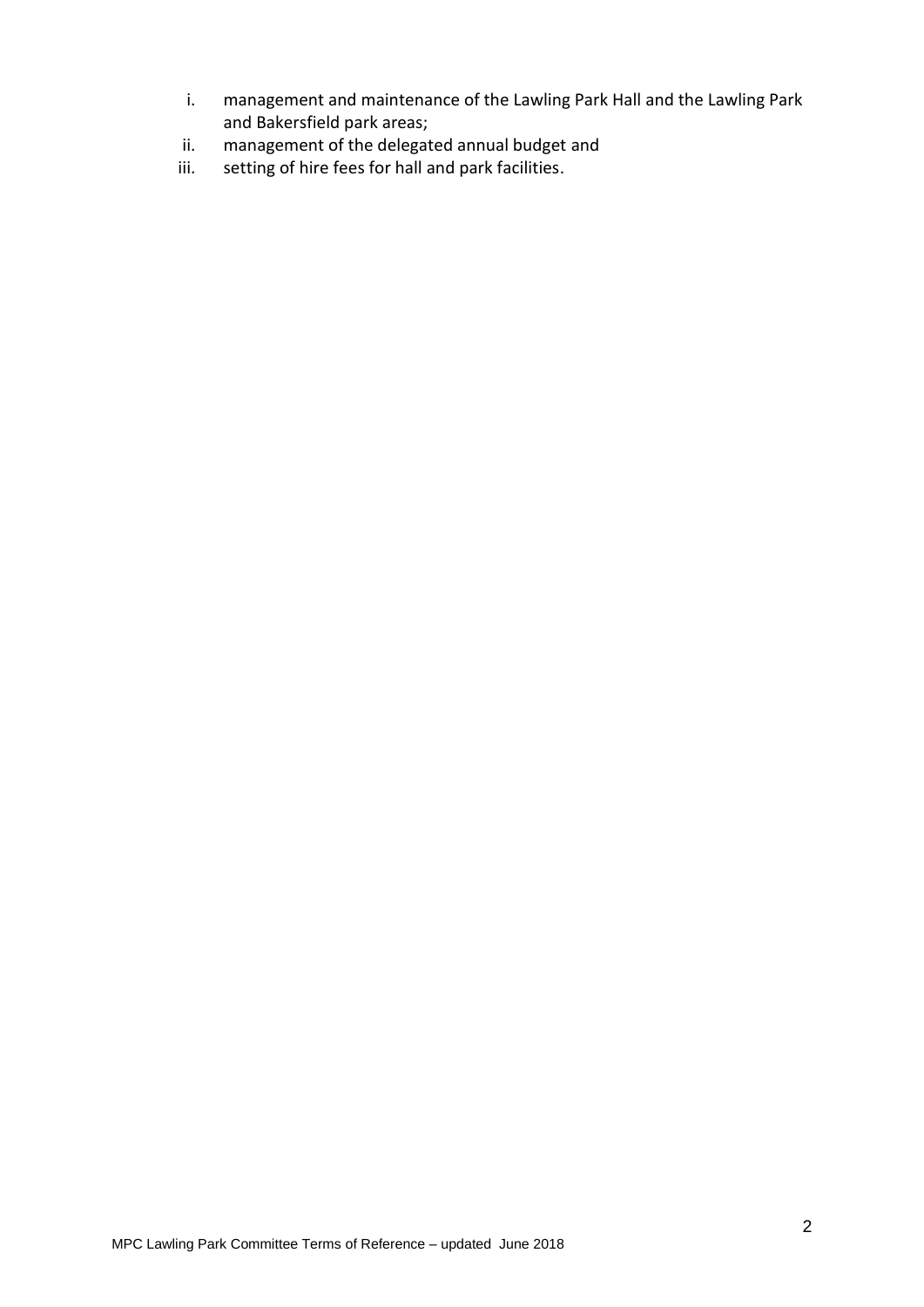i. management and maintenance of the Lawling Park Hall and the Lawling Park and Bakersfield park areas;
ii. management of the delegated annual budget and
iii. setting of hire fees for hall and park facilities.